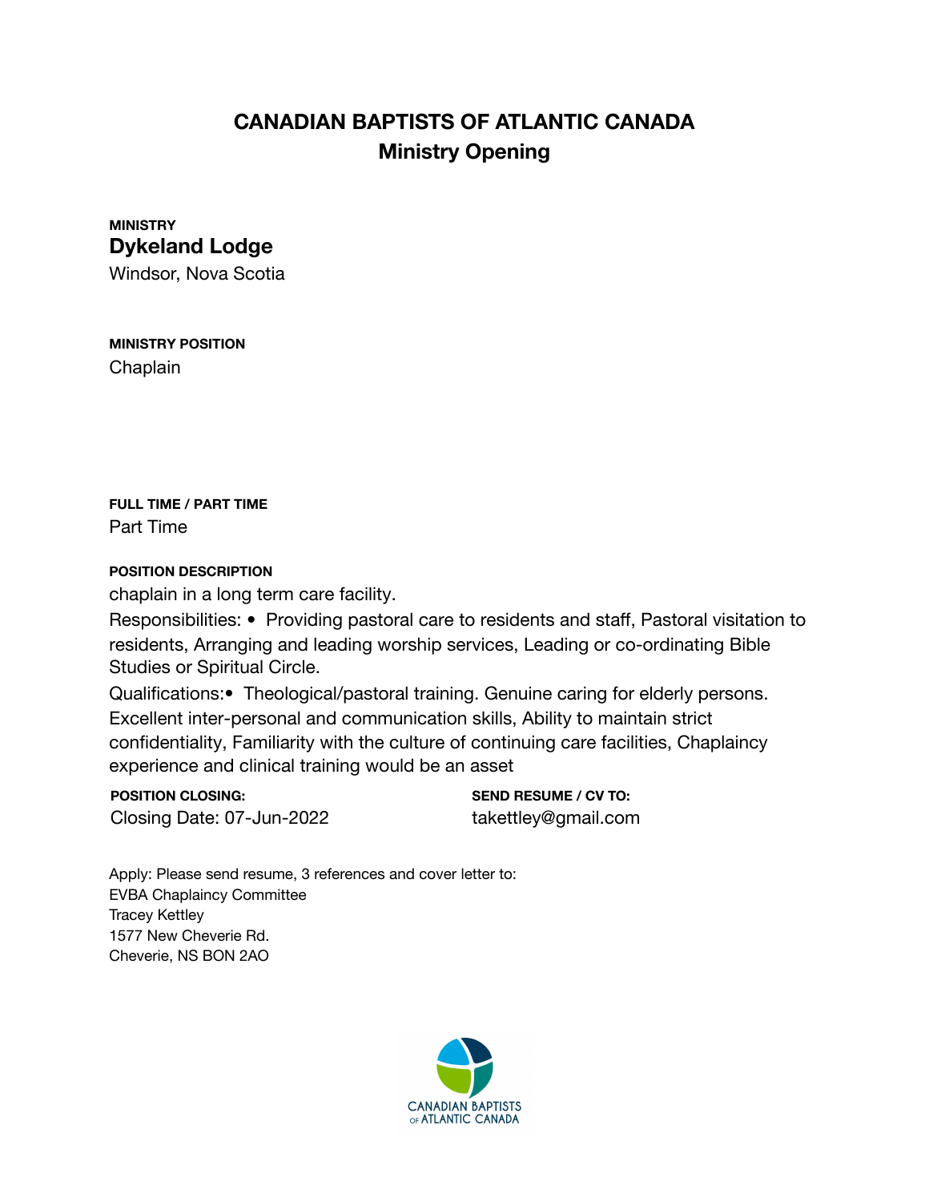# CANADIAN BAPTISTS OF ATLANTIC CANADA

## Ministry Opening

**MINISTRY**

**Dykeland Lodge**

Windsor, Nova Scotia

**MINISTRY POSITION**

Chaplain

**FULL TIME / PART TIME**

Part Time

**POSITION DESCRIPTION**

chaplain in a long term care facility.

Responsibilities: • Providing pastoral care to residents and staff, Pastoral visitation to residents, Arranging and leading worship services, Leading or co-ordinating Bible Studies or Spiritual Circle.

Qualifications:• Theological/pastoral training. Genuine caring for elderly persons. Excellent inter-personal and communication skills, Ability to maintain strict confidentiality, Familiarity with the culture of continuing care facilities, Chaplaincy experience and clinical training would be an asset

**POSITION CLOSING:**

Closing Date: 07-Jun-2022

**SEND RESUME / CV TO:**

takettley@gmail.com

Apply: Please send resume, 3 references and cover letter to:
EVBA Chaplaincy Committee
Tracey Kettley
1577 New Cheverie Rd.
Cheverie, NS BON 2AO

CANADIAN BAPTISTS OF ATLANTIC CANADA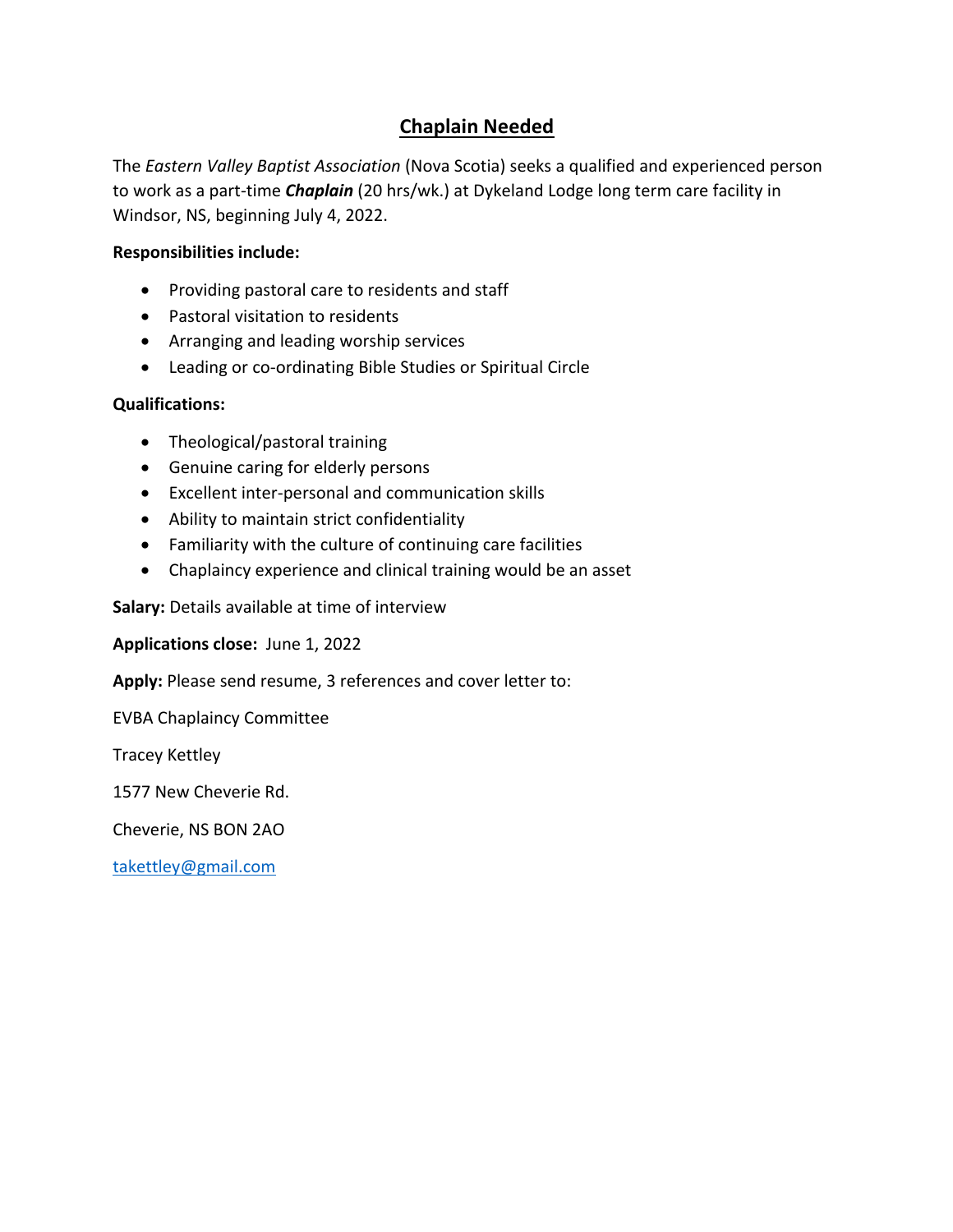# Chaplain Needed

The *Eastern Valley Baptist Association* (Nova Scotia) seeks a qualified and experienced person to work as a part-time ***Chaplain*** (20 hrs/wk.) at Dykeland Lodge long term care facility in Windsor, NS, beginning July 4, 2022.

**Responsibilities include:**

- Providing pastoral care to residents and staff
- Pastoral visitation to residents
- Arranging and leading worship services
- Leading or co-ordinating Bible Studies or Spiritual Circle

**Qualifications:**

- Theological/pastoral training
- Genuine caring for elderly persons
- Excellent inter-personal and communication skills
- Ability to maintain strict confidentiality
- Familiarity with the culture of continuing care facilities
- Chaplaincy experience and clinical training would be an asset

**Salary:** Details available at time of interview

**Applications close:** June 1, 2022

**Apply:** Please send resume, 3 references and cover letter to:

EVBA Chaplaincy Committee

Tracey Kettley

1577 New Cheverie Rd.

Cheverie, NS BON 2AO

takettley@gmail.com